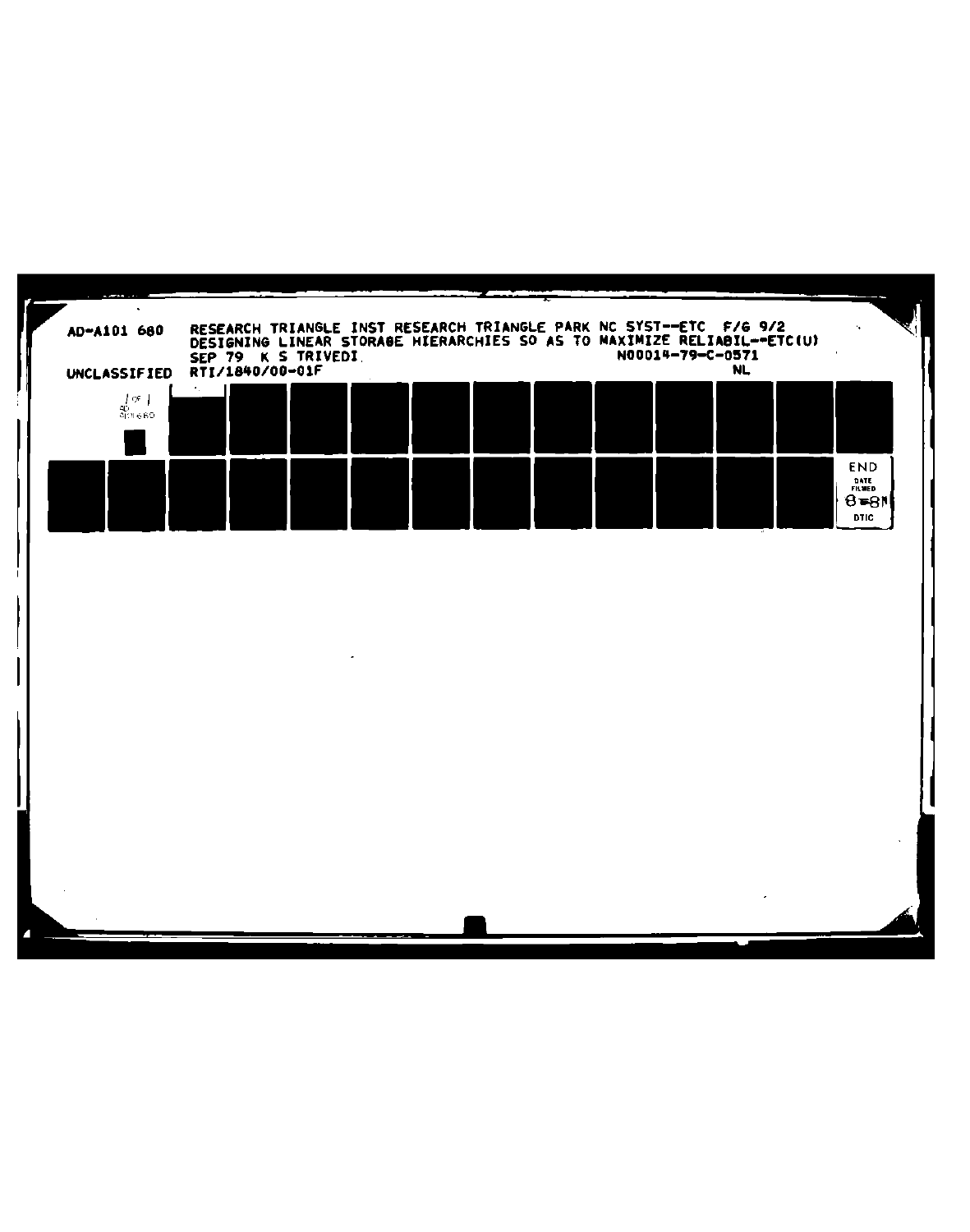AD-A101 680 RESEARCH TRIANGLE INST RESEARCH TRIANGLE PARK NC SYST--ETC F/G 9/2
DESIGNING LINEAR STORAGE HIERARCHIES SO AS TO MAXIMIZE RELIABIL--ETC(U)
SEP 79 K S TRIVEDI N00014-79-C-0571

UNCLASSIFIED RTI/1840/00-01F NL

1 OF 1
AD
A101680

END
DATE FILMED
8-81
DTIC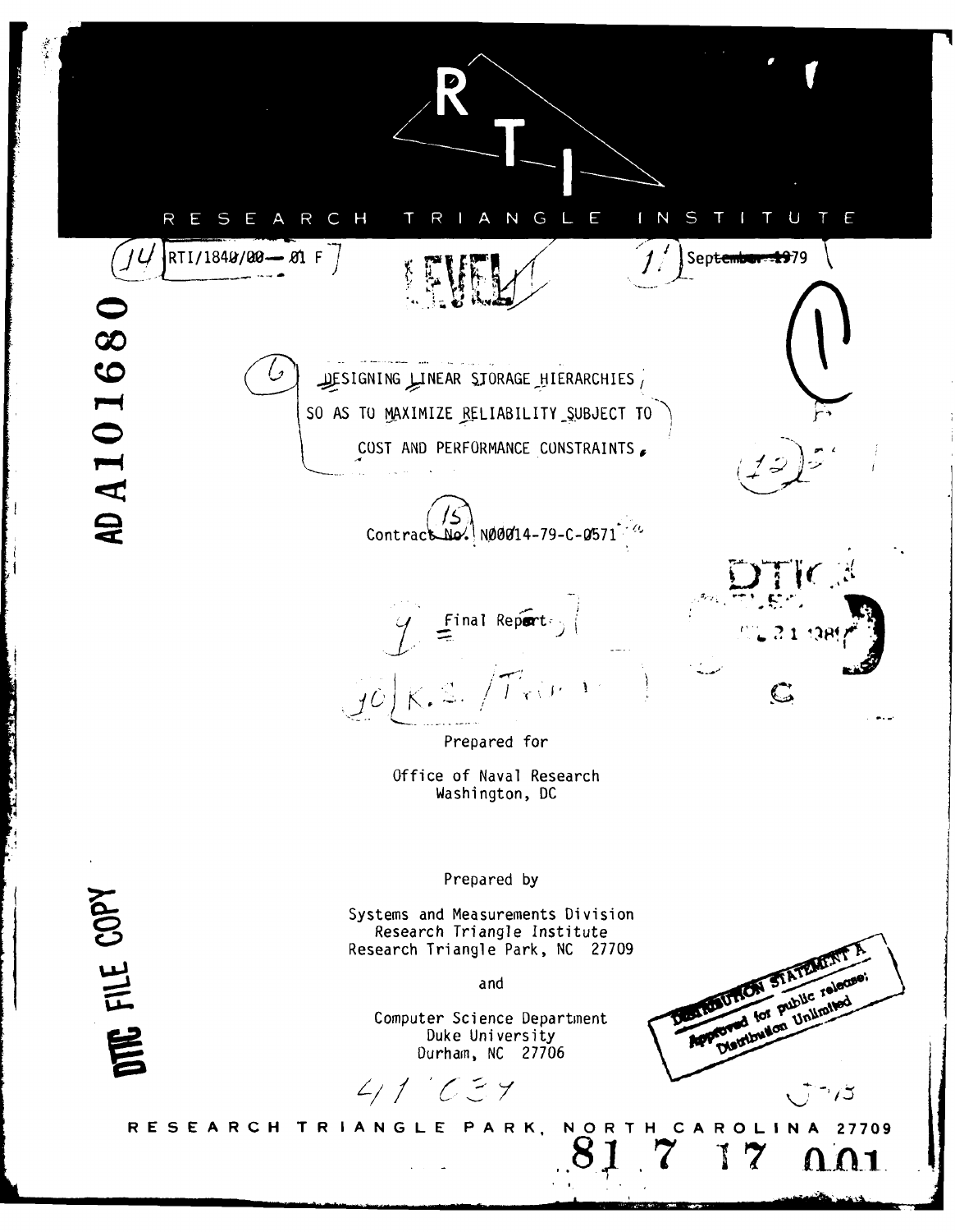# RESEARCH TRIANGLE INSTITUTE

RTI/1840/00-01 F

September 1979

ADA101680

LEVEL

**DESIGNING LINEAR STORAGE HIERARCHIES SO AS TO MAXIMIZE RELIABILITY SUBJECT TO COST AND PERFORMANCE CONSTRAINTS**

Contract No. N00014-79-C-0571

Final Report

K. S. Trivedi

Prepared for

Office of Naval Research
Washington, DC

Prepared by

Systems and Measurements Division
Research Triangle Institute
Research Triangle Park, NC 27709

and

Computer Science Department
Duke University
Durham, NC 27706

DTIC FILE COPY

DISTRIBUTION STATEMENT A
Approved for public release;
Distribution Unlimited

RESEARCH TRIANGLE PARK, NORTH CAROLINA 27709

81 7 17 001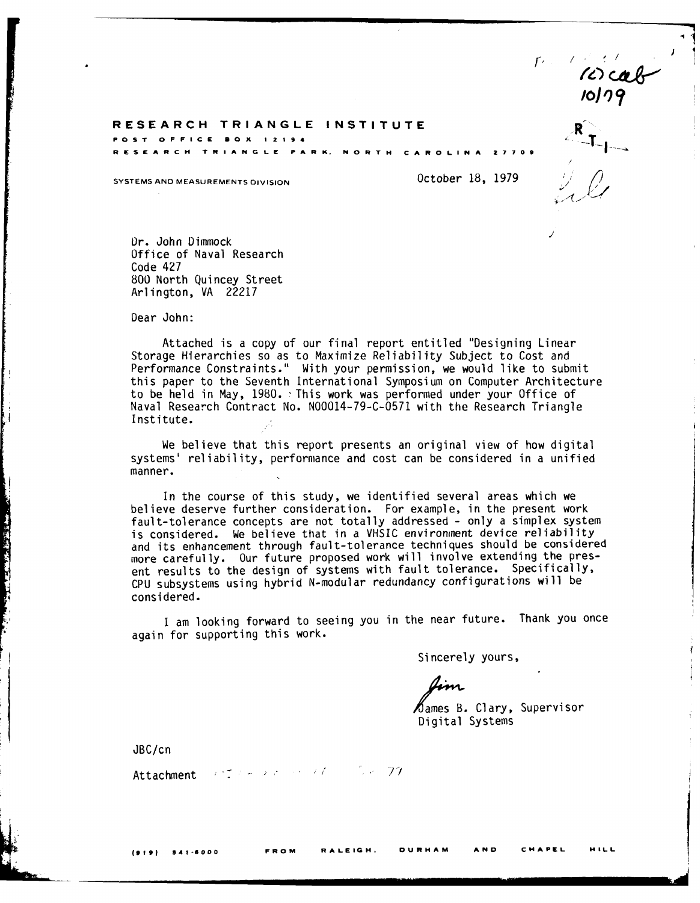RESEARCH TRIANGLE INSTITUTE
POST OFFICE BOX 12194
RESEARCH TRIANGLE PARK, NORTH CAROLINA 27709

SYSTEMS AND MEASUREMENTS DIVISION

October 18, 1979

Dr. John Dimmock
Office of Naval Research
Code 427
800 North Quincey Street
Arlington, VA 22217

Dear John:

Attached is a copy of our final report entitled "Designing Linear Storage Hierarchies so as to Maximize Reliability Subject to Cost and Performance Constraints." With your permission, we would like to submit this paper to the Seventh International Symposium on Computer Architecture to be held in May, 1980. This work was performed under your Office of Naval Research Contract No. N00014-79-C-0571 with the Research Triangle Institute.

We believe that this report presents an original view of how digital systems' reliability, performance and cost can be considered in a unified manner.

In the course of this study, we identified several areas which we believe deserve further consideration. For example, in the present work fault-tolerance concepts are not totally addressed - only a simplex system is considered. We believe that in a VHSIC environment device reliability and its enhancement through fault-tolerance techniques should be considered more carefully. Our future proposed work will involve extending the present results to the design of systems with fault tolerance. Specifically, CPU subsystems using hybrid N-modular redundancy configurations will be considered.

I am looking forward to seeing you in the near future. Thank you once again for supporting this work.

Sincerely yours,

Jim

James B. Clary, Supervisor
Digital Systems

JBC/cn

Attachment

(919) 541-6000 FROM RALEIGH, DURHAM AND CHAPEL HILL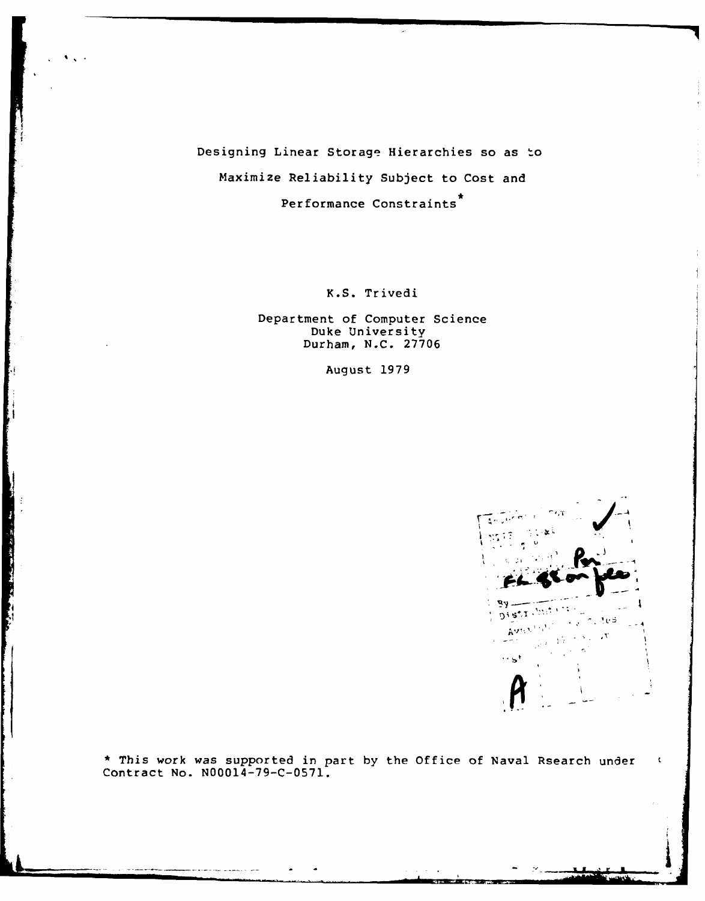# Designing Linear Storage Hierarchies so as to Maximize Reliability Subject to Cost and Performance Constraints*

K.S. Trivedi

Department of Computer Science
Duke University
Durham, N.C. 27706

August 1979

* This work was supported in part by the Office of Naval Rsearch under Contract No. N00014-79-C-0571.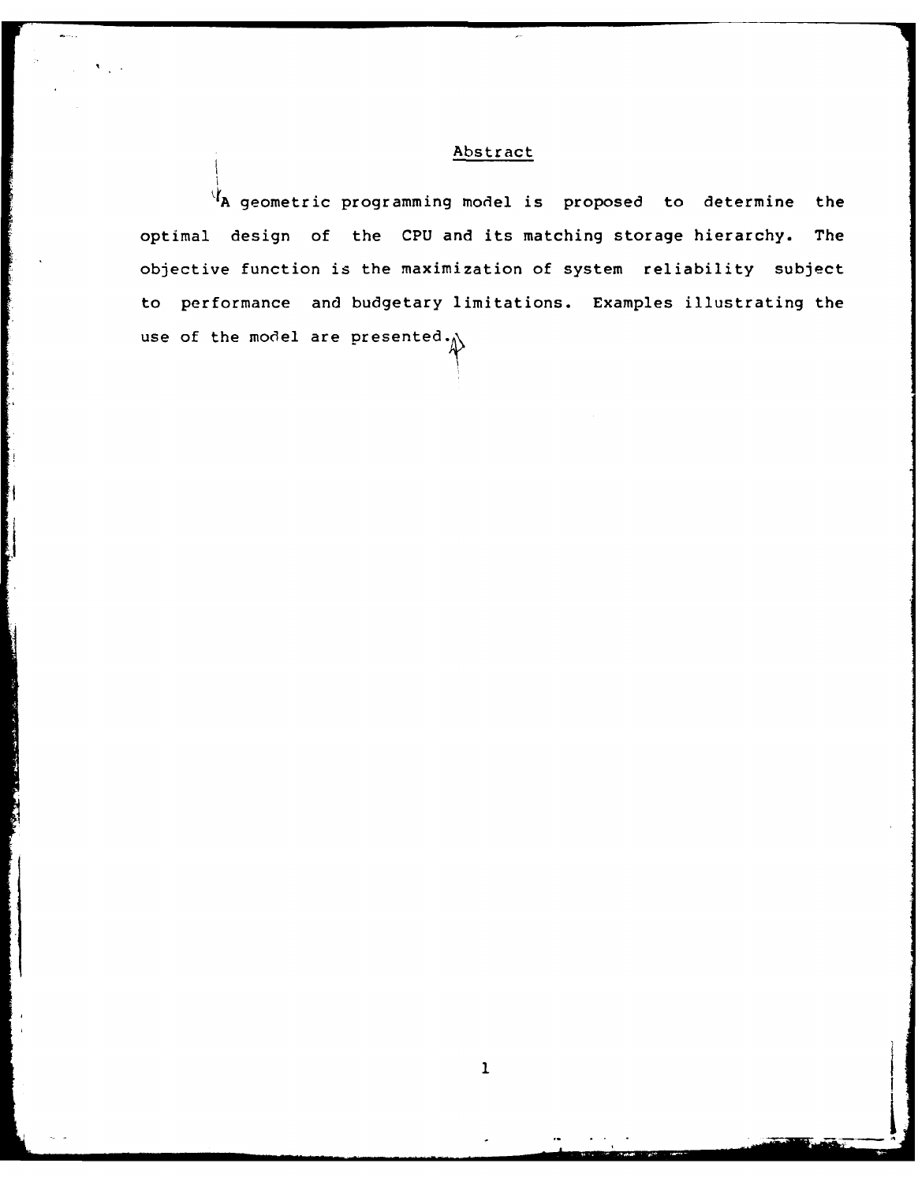## Abstract

A geometric programming model is proposed to determine the optimal design of the CPU and its matching storage hierarchy. The objective function is the maximization of system reliability subject to performance and budgetary limitations. Examples illustrating the use of the model are presented.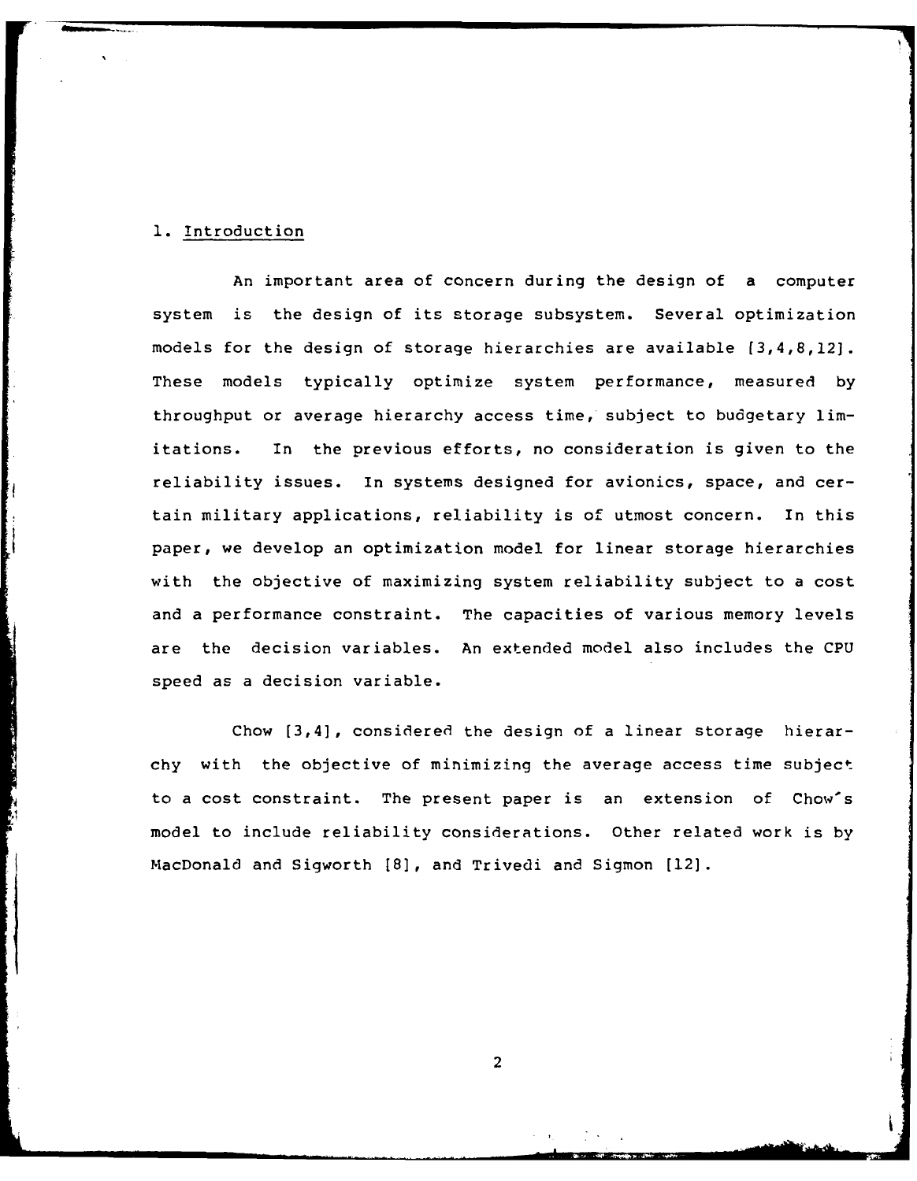## 1. Introduction

An important area of concern during the design of a computer system is the design of its storage subsystem. Several optimization models for the design of storage hierarchies are available [3,4,8,12]. These models typically optimize system performance, measured by throughput or average hierarchy access time, subject to budgetary limitations. In the previous efforts, no consideration is given to the reliability issues. In systems designed for avionics, space, and certain military applications, reliability is of utmost concern. In this paper, we develop an optimization model for linear storage hierarchies with the objective of maximizing system reliability subject to a cost and a performance constraint. The capacities of various memory levels are the decision variables. An extended model also includes the CPU speed as a decision variable.

Chow [3,4], considered the design of a linear storage hierarchy with the objective of minimizing the average access time subject to a cost constraint. The present paper is an extension of Chow's model to include reliability considerations. Other related work is by MacDonald and Sigworth [8], and Trivedi and Sigmon [12].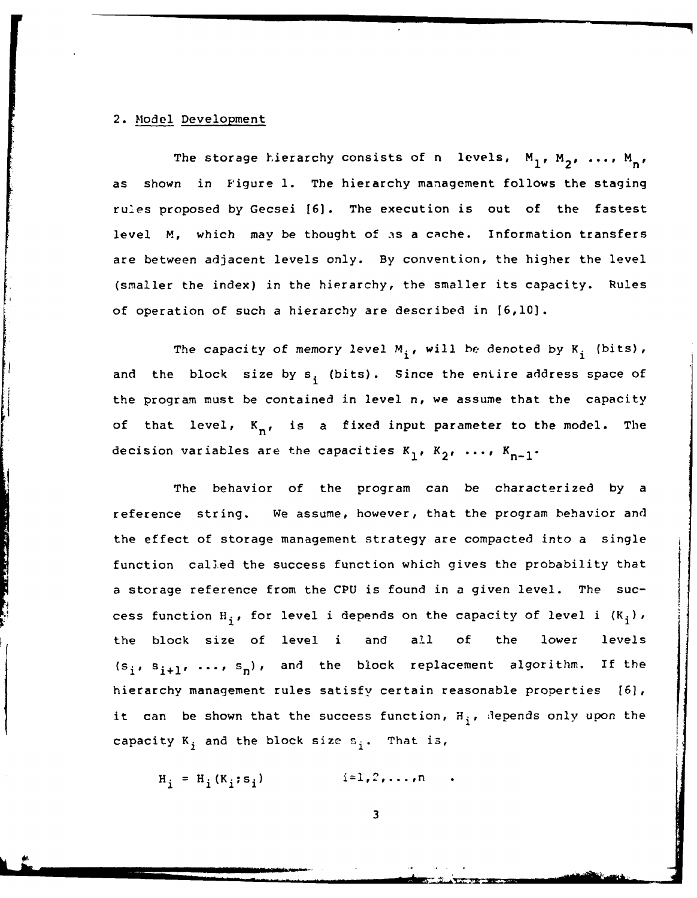## 2. Model Development

The storage hierarchy consists of n levels, $M_1, M_2, \ldots, M_n$, as shown in Figure 1. The hierarchy management follows the staging rules proposed by Gecsei [6]. The execution is out of the fastest level M, which may be thought of as a cache. Information transfers are between adjacent levels only. By convention, the higher the level (smaller the index) in the hierarchy, the smaller its capacity. Rules of operation of such a hierarchy are described in [6,10].

The capacity of memory level $M_i$, will be denoted by $K_i$ (bits), and the block size by $s_i$ (bits). Since the entire address space of the program must be contained in level n, we assume that the capacity of that level, $K_n$, is a fixed input parameter to the model. The decision variables are the capacities $K_1, K_2, \ldots, K_{n-1}$.

The behavior of the program can be characterized by a reference string. We assume, however, that the program behavior and the effect of storage management strategy are compacted into a single function called the success function which gives the probability that a storage reference from the CPU is found in a given level. The success function $H_i$, for level i depends on the capacity of level i ($K_i$), the block size of level i and all of the lower levels ($s_i, s_{i+1}, \ldots, s_n$), and the block replacement algorithm. If the hierarchy management rules satisfy certain reasonable properties [6], it can be shown that the success function, $H_i$, depends only upon the capacity $K_i$ and the block size $s_i$. That is,

$$H_i = H_i(K_i;s_i) \qquad i=1,2,\ldots,n \quad .$$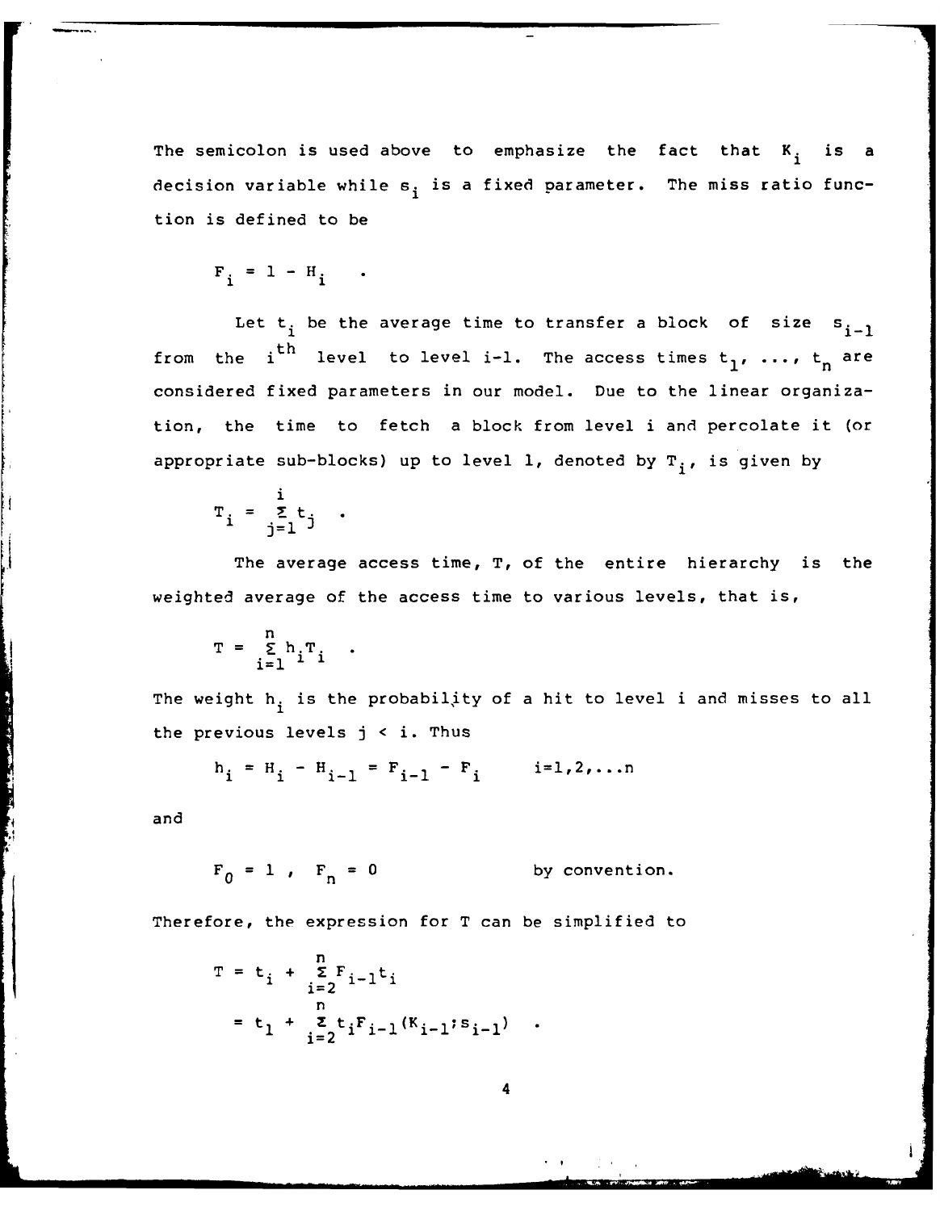The semicolon is used above to emphasize the fact that $K_i$ is a decision variable while $s_i$ is a fixed parameter. The miss ratio function is defined to be

$$F_i = 1 - H_i \quad .$$

Let $t_i$ be the average time to transfer a block of size $s_{i-1}$ from the $i^{th}$ level to level i-1. The access times $t_1, \ldots, t_n$ are considered fixed parameters in our model. Due to the linear organization, the time to fetch a block from level i and percolate it (or appropriate sub-blocks) up to level 1, denoted by $T_i$, is given by

$$T_i = \sum_{j=1}^{i} t_j \quad .$$

The average access time, T, of the entire hierarchy is the weighted average of the access time to various levels, that is,

$$T = \sum_{i=1}^{n} h_i T_i \quad .$$

The weight $h_i$ is the probability of a hit to level i and misses to all the previous levels $j < i$. Thus

$$h_i = H_i - H_{i-1} = F_{i-1} - F_i \qquad i=1,2,\ldots n$$

and

$$F_0 = 1 \;, \quad F_n = 0 \qquad\qquad \text{by convention.}$$

Therefore, the expression for T can be simplified to

$$\begin{aligned} T &= t_i + \sum_{i=2}^{n} F_{i-1} t_i \\ &= t_1 + \sum_{i=2}^{n} t_i F_{i-1}(K_{i-1}; s_{i-1}) \quad . \end{aligned}$$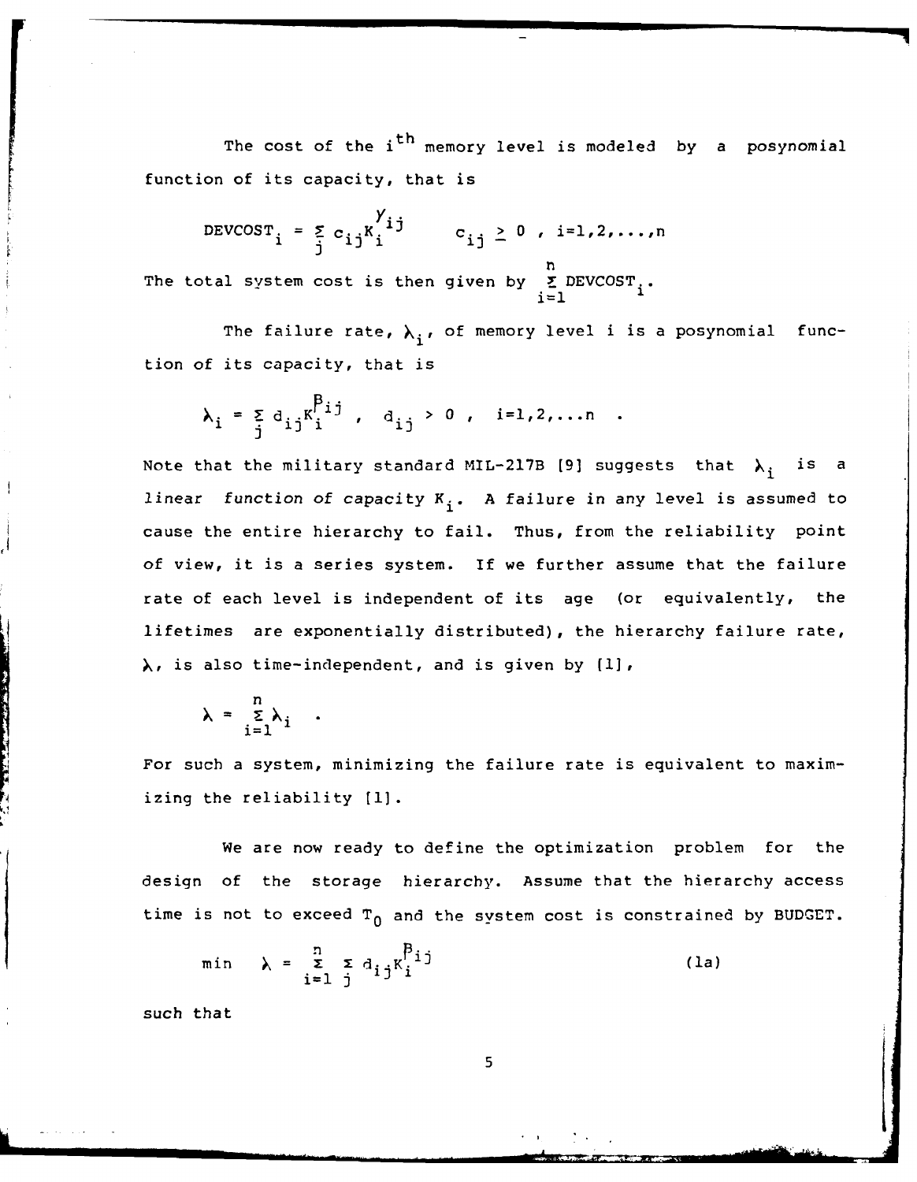The cost of the $i^{th}$ memory level is modeled by a posynomial function of its capacity, that is

$$\text{DEVCOST}_i = \sum_j c_{ij} K_i^{y_{ij}} \qquad c_{ij} \geq 0 \text{ , } i=1,2,\ldots,n$$

The total system cost is then given by $\sum_{i=1}^{n} \text{DEVCOST}_i$.

The failure rate, $\lambda_i$, of memory level i is a posynomial function of its capacity, that is

$$\lambda_i = \sum_j d_{ij} K_i^{\beta_{ij}} \text{ , } \quad d_{ij} > 0 \text{ , } \quad i=1,2,\ldots n \quad .$$

Note that the military standard MIL-217B [9] suggests that $\lambda_i$ is a *linear function of capacity* $K_i$. A failure in any level is assumed to cause the entire hierarchy to fail. Thus, from the reliability point of view, it is a series system. If we further assume that the failure rate of each level is independent of its age (or equivalently, the lifetimes are exponentially distributed), the hierarchy failure rate, $\lambda$, is also time-independent, and is given by [1],

$$\lambda = \sum_{i=1}^{n} \lambda_i \quad .$$

For such a system, minimizing the failure rate is equivalent to maximizing the reliability [1].

We are now ready to define the optimization problem for the design of the storage hierarchy. Assume that the hierarchy access time is not to exceed $T_0$ and the system cost is constrained by BUDGET.

$$\min \quad \lambda = \sum_{i=1}^{n} \sum_j d_{ij} K_i^{\beta_{ij}} \qquad \text{(1a)}$$

such that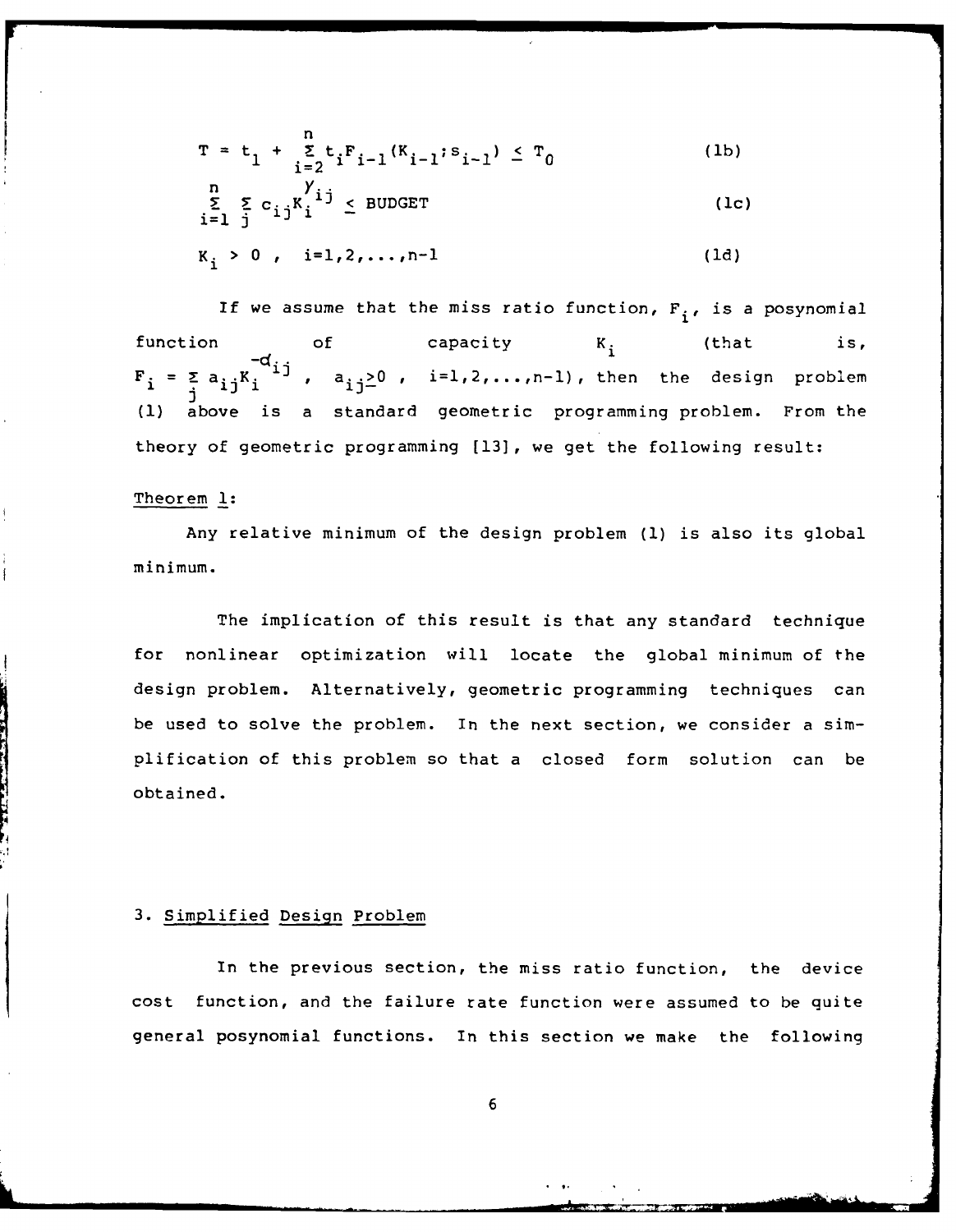$$T = t_1 + \sum_{i=2}^{n} t_i F_{i-1}(K_{i-1}; s_{i-1}) \leq T_0 \tag{1b}$$

$$\sum_{i=1}^{n} \sum_{j} c_{ij} K_i^{\gamma_{ij}} \leq \text{BUDGET} \tag{1c}$$

$$K_i > 0 \;, \quad i=1,2,\ldots,n-1 \tag{1d}$$

If we assume that the miss ratio function, $F_i$, is a posynomial function of capacity $K_i$ (that is, $F_i = \sum_j a_{ij} K_i^{-\alpha_{ij}}$ , $a_{ij} \geq 0$ , $i=1,2,\ldots,n-1$), then the design problem (1) above is a standard geometric programming problem. From the theory of geometric programming [13], we get the following result:

Theorem 1:

Any relative minimum of the design problem (1) is also its global minimum.

The implication of this result is that any standard technique for nonlinear optimization will locate the global minimum of the design problem. Alternatively, geometric programming techniques can be used to solve the problem. In the next section, we consider a simplification of this problem so that a closed form solution can be obtained.

## 3. Simplified Design Problem

In the previous section, the miss ratio function, the device cost function, and the failure rate function were assumed to be quite general posynomial functions. In this section we make the following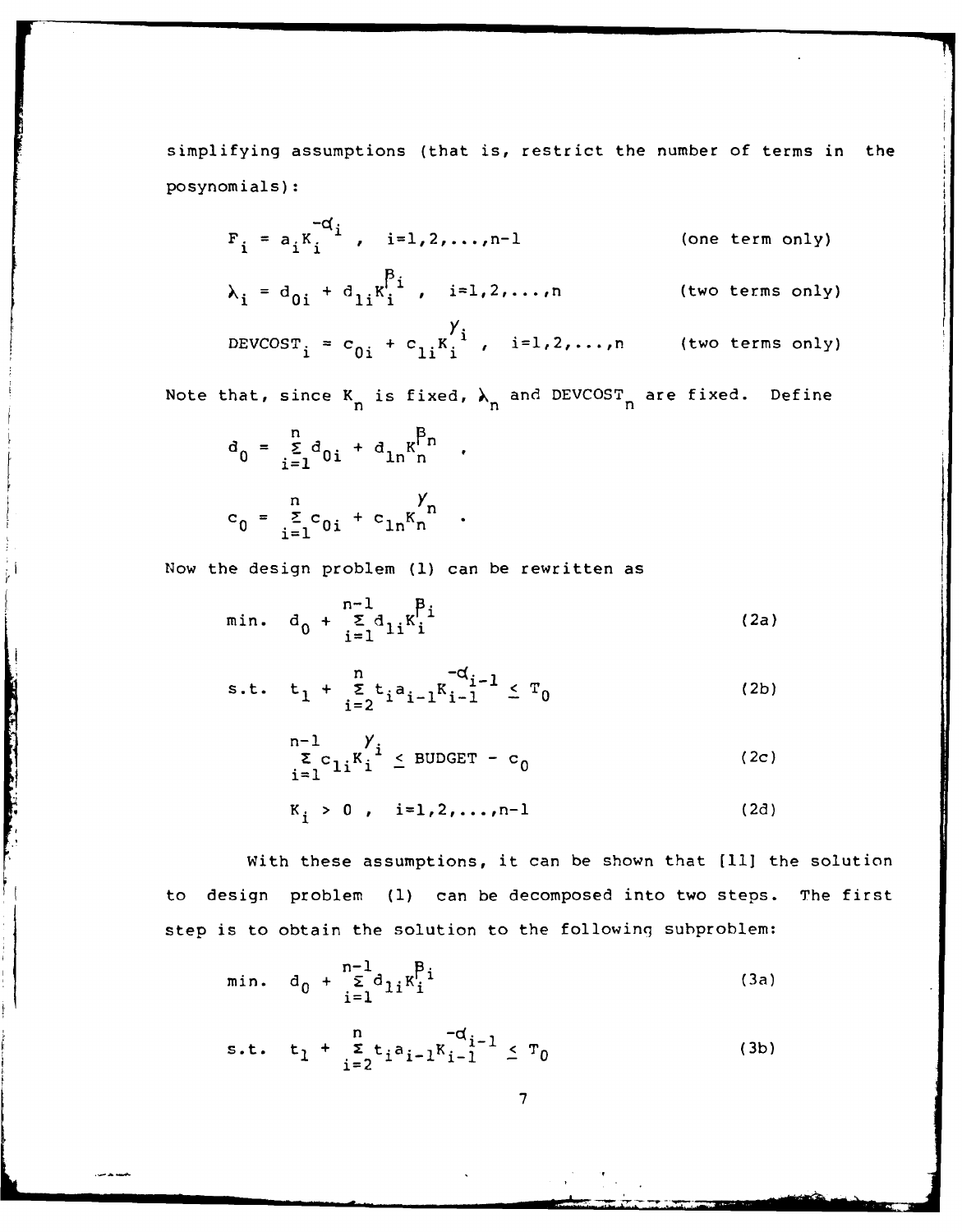simplifying assumptions (that is, restrict the number of terms in the posynomials):

$$F_i = a_i K_i^{-\alpha_i} \;, \quad i=1,2,\ldots,n-1 \qquad \text{(one term only)}$$

$$\lambda_i = d_{0i} + d_{1i} K_i^{\beta_i} \;, \quad i=1,2,\ldots,n \qquad \text{(two terms only)}$$

$$\text{DEVCOST}_i = c_{0i} + c_{1i} K_i^{\gamma_i} \;, \quad i=1,2,\ldots,n \qquad \text{(two terms only)}$$

Note that, since $K_n$ is fixed, $\lambda_n$ and $\text{DEVCOST}_n$ are fixed. Define

$$d_0 = \sum_{i=1}^{n} d_{0i} + d_{1n} K_n^{\beta_n} \;,$$

$$c_0 = \sum_{i=1}^{n} c_{0i} + c_{1n} K_n^{\gamma_n} \;.$$

Now the design problem (1) can be rewritten as

$$\text{min.} \quad d_0 + \sum_{i=1}^{n-1} d_{1i} K_i^{\beta_i} \tag{2a}$$

$$\text{s.t.} \quad t_1 + \sum_{i=2}^{n} t_i a_{i-1} K_{i-1}^{-\alpha_{i-1}} \leq T_0 \tag{2b}$$

$$\sum_{i=1}^{n-1} c_{1i} K_i^{\gamma_i} \leq \text{BUDGET} - c_0 \tag{2c}$$

$$K_i > 0 \;, \quad i=1,2,\ldots,n-1 \tag{2d}$$

With these assumptions, it can be shown that [11] the solution to design problem (1) can be decomposed into two steps. The first step is to obtain the solution to the following subproblem:

$$\text{min.} \quad d_0 + \sum_{i=1}^{n-1} d_{1i} K_i^{\beta_i} \tag{3a}$$

$$\text{s.t.} \quad t_1 + \sum_{i=2}^{n} t_i a_{i-1} K_{i-1}^{-\alpha_{i-1}} \leq T_0 \tag{3b}$$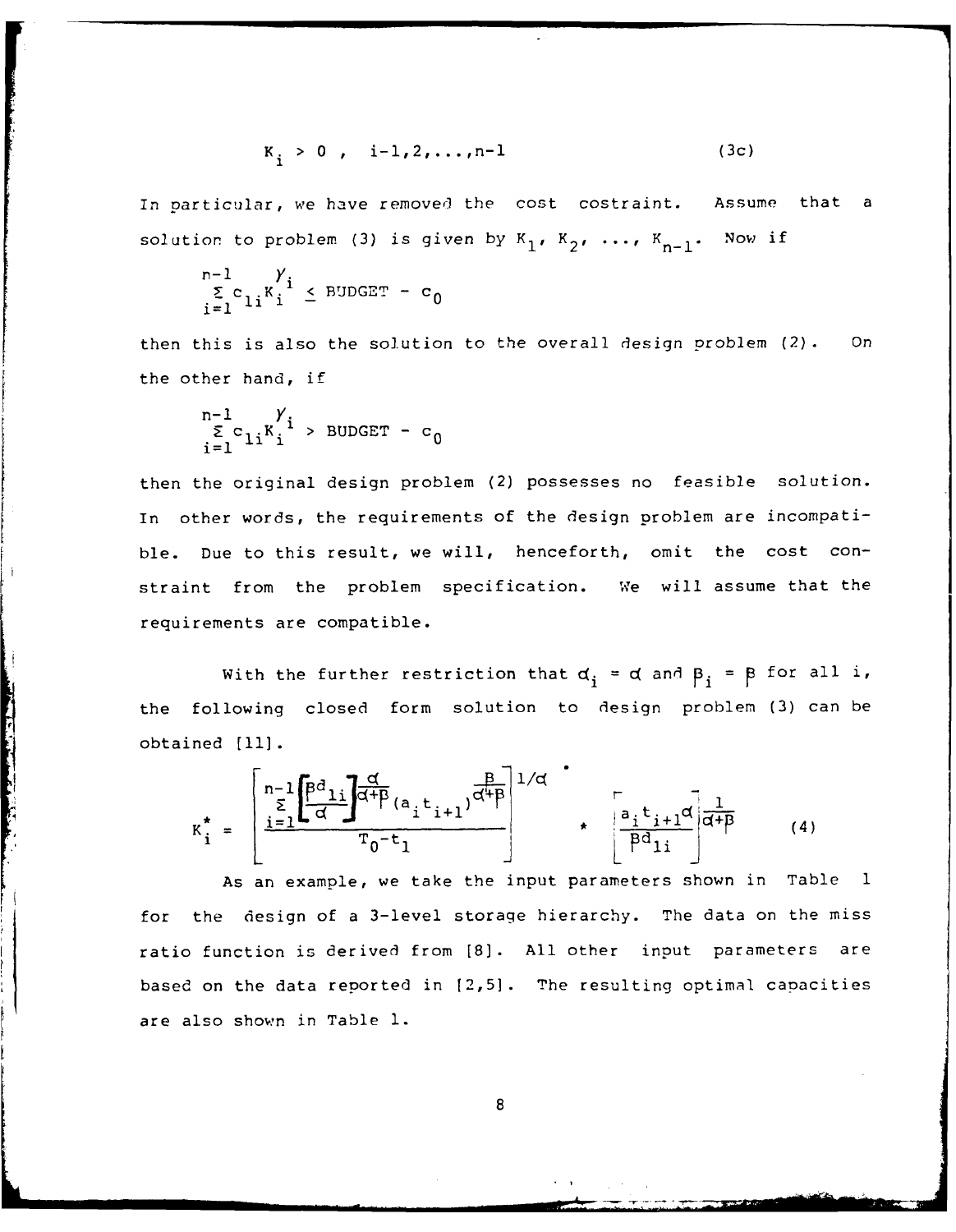$$K_i > 0 \;, \quad i-1,2,\ldots,n-1 \tag{3c}$$

In particular, we have removed the cost costraint. Assume that a solution to problem (3) is given by $K_1, K_2, \ldots, K_{n-1}$. Now if

$$\sum_{i=1}^{n-1} c_{1i} K_i^{\gamma_i} \leq \text{BUDGET} - c_0$$

then this is also the solution to the overall design problem (2). On the other hand, if

$$\sum_{i=1}^{n-1} c_{1i} K_i^{\gamma_i} > \text{BUDGET} - c_0$$

then the original design problem (2) possesses no feasible solution. In other words, the requirements of the design problem are incompatible. Due to this result, we will, henceforth, omit the cost constraint from the problem specification. We will assume that the requirements are compatible.

With the further restriction that $\alpha_i = \alpha$ and $\beta_i = \beta$ for all i, the following closed form solution to design problem (3) can be obtained [11].

$$K_i^* = \left[ \frac{\sum_{i=1}^{n-1} \left[ \frac{\beta d_{1i}}{\alpha} \right]^{\frac{\alpha}{\alpha+\beta}} (a_i t_{i+1})^{\frac{\beta}{\alpha+\beta}}}{T_0 - t_1} \right]^{1/\alpha} \cdot \left[ \frac{a_i t_{i+1} \alpha}{\beta d_{1i}} \right]^{\frac{1}{\alpha+\beta}} \tag{4}$$

As an example, we take the input parameters shown in Table 1 for the design of a 3-level storage hierarchy. The data on the miss ratio function is derived from [8]. All other input parameters are based on the data reported in [2,5]. The resulting optimal capacities are also shown in Table 1.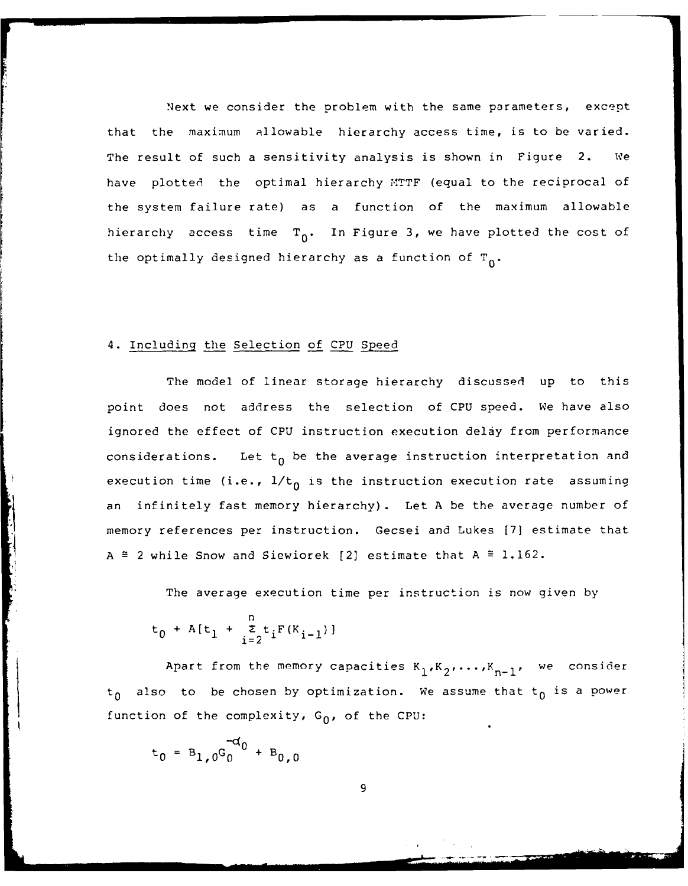Next we consider the problem with the same parameters, except that the maximum allowable hierarchy access time, is to be varied. The result of such a sensitivity analysis is shown in Figure 2. We have plotted the optimal hierarchy MTTF (equal to the reciprocal of the system failure rate) as a function of the maximum allowable hierarchy access time $T_0$. In Figure 3, we have plotted the cost of the optimally designed hierarchy as a function of $T_0$.

## 4. Including the Selection of CPU Speed

The model of linear storage hierarchy discussed up to this point does not address the selection of CPU speed. We have also ignored the effect of CPU instruction execution delay from performance considerations. Let $t_0$ be the average instruction interpretation and execution time (i.e., $1/t_0$ is the instruction execution rate assuming an infinitely fast memory hierarchy). Let A be the average number of memory references per instruction. Gecsei and Lukes [7] estimate that $A \cong 2$ while Snow and Siewiorek [2] estimate that $A \cong 1.162$.

The average execution time per instruction is now given by

$$t_0 + A[t_1 + \sum_{i=2}^{n} t_i F(K_{i-1})]$$

Apart from the memory capacities $K_1, K_2, \ldots, K_{n-1}$, we consider $t_0$ also to be chosen by optimization. We assume that $t_0$ is a power function of the complexity, $G_0$, of the CPU:

$$t_0 = B_{1,0} G_0^{-\alpha_0} + B_{0,0}$$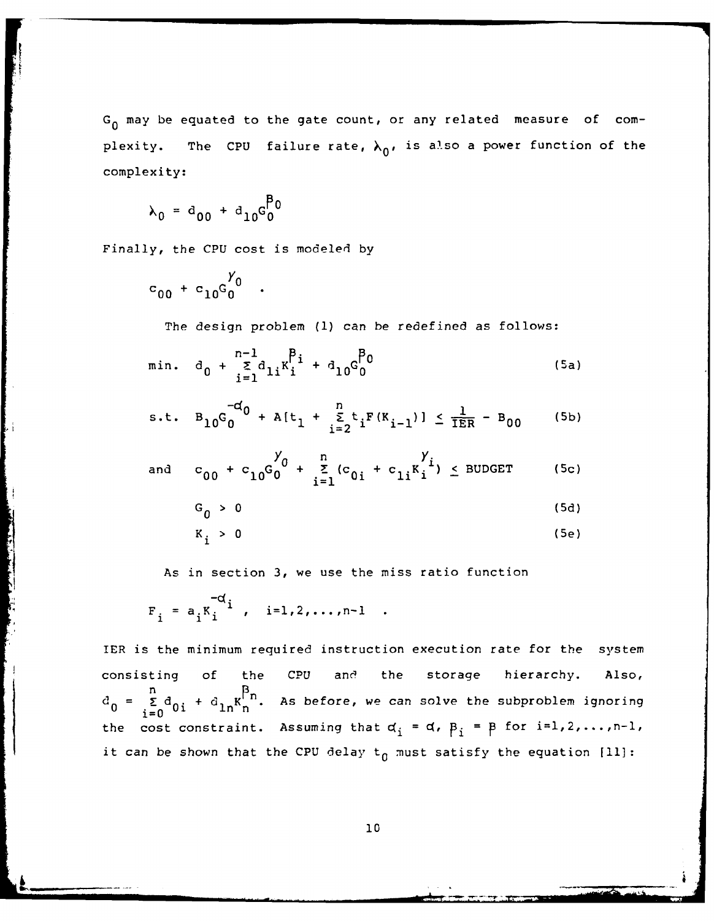$G_0$ may be equated to the gate count, or any related measure of complexity. The CPU failure rate, $\lambda_0$, is also a power function of the complexity:

$$\lambda_0 = d_{00} + d_{10}G_0^{\beta_0}$$

Finally, the CPU cost is modeled by

$$c_{00} + c_{10}G_0^{\gamma_0} \quad .$$

The design problem (1) can be redefined as follows:

$$\text{min.} \quad d_0 + \sum_{i=1}^{n-1} d_{1i}K_i^{\beta_i} + d_{10}G_0^{\beta_0} \tag{5a}$$

$$\text{s.t.} \quad B_{10}G_0^{-\alpha_0} + A[t_1 + \sum_{i=2}^{n} t_i F(K_{i-1})] \leq \frac{1}{\text{IER}} - B_{00} \tag{5b}$$

$$\text{and} \quad c_{00} + c_{10}G_0^{\gamma_0} + \sum_{i=1}^{n} (c_{0i} + c_{1i}K_i^{\gamma_i}) \leq \text{BUDGET} \tag{5c}$$

$$G_0 > 0 \tag{5d}$$

$$K_i > 0 \tag{5e}$$

As in section 3, we use the miss ratio function

$$F_i = a_i K_i^{-\alpha_i} \quad , \quad i=1,2,\ldots,n-1 \quad .$$

IER is the minimum required instruction execution rate for the system consisting of the CPU and the storage hierarchy. Also, $d_0 = \sum_{i=0}^{n} d_{0i} + d_{1n}K_n^{\beta_n}$. As before, we can solve the subproblem ignoring the cost constraint. Assuming that $\alpha_i = \alpha$, $\beta_i = \beta$ for $i=1,2,\ldots,n-1$, it can be shown that the CPU delay $t_0$ must satisfy the equation [11]: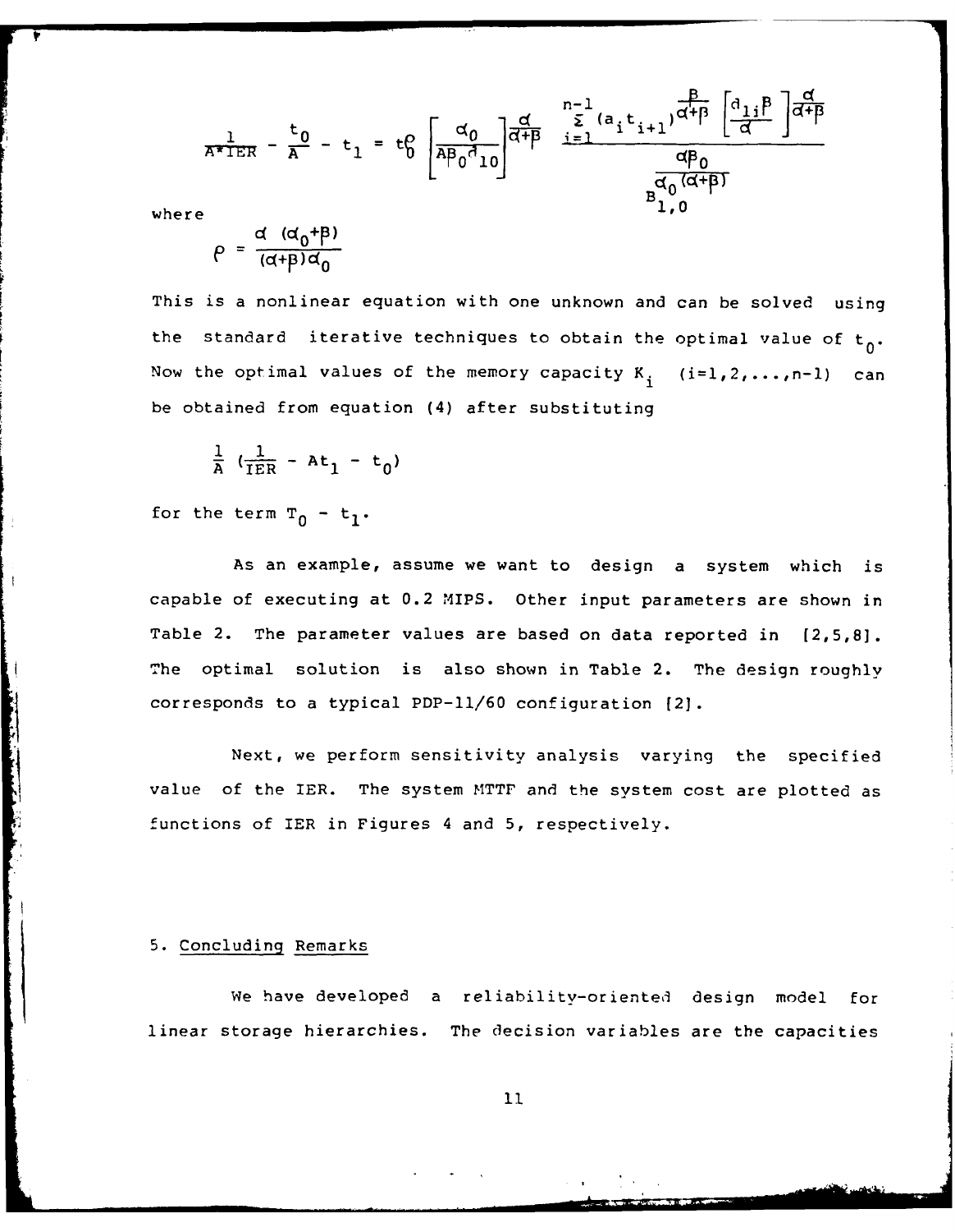$$\frac{1}{A*IER} - \frac{t_0}{A} - t_1 = t_0^{\rho} \left[\frac{\alpha_0}{A\beta_0 d_{10}}\right]^{\frac{\alpha}{\alpha+\beta}} \frac{\sum_{i=1}^{n-1} (a_i t_{i+1})^{\frac{\beta}{\alpha+\beta}} \left[\frac{d_{1i}\beta}{\alpha}\right]^{\frac{\alpha}{\alpha+\beta}}}{\frac{\alpha\beta_0}{B_{1,0}^{\alpha_0(\alpha+\beta)}}}$$

where

$$\rho = \frac{\alpha\ (\alpha_0+\beta)}{(\alpha+\beta)\alpha_0}$$

This is a nonlinear equation with one unknown and can be solved using the standard iterative techniques to obtain the optimal value of $t_0$. Now the optimal values of the memory capacity $K_i$ $(i=1,2,\ldots,n-1)$ can be obtained from equation (4) after substituting

$$\frac{1}{A}\ \left(\frac{1}{IER} - At_1 - t_0\right)$$

for the term $T_0 - t_1$.

As an example, assume we want to design a system which is capable of executing at 0.2 MIPS. Other input parameters are shown in Table 2. The parameter values are based on data reported in [2,5,8]. The optimal solution is also shown in Table 2. The design roughly corresponds to a typical PDP-11/60 configuration [2].

Next, we perform sensitivity analysis varying the specified value of the IER. The system MTTF and the system cost are plotted as functions of IER in Figures 4 and 5, respectively.

## 5. Concluding Remarks

We have developed a reliability-oriented design model for linear storage hierarchies. The decision variables are the capacities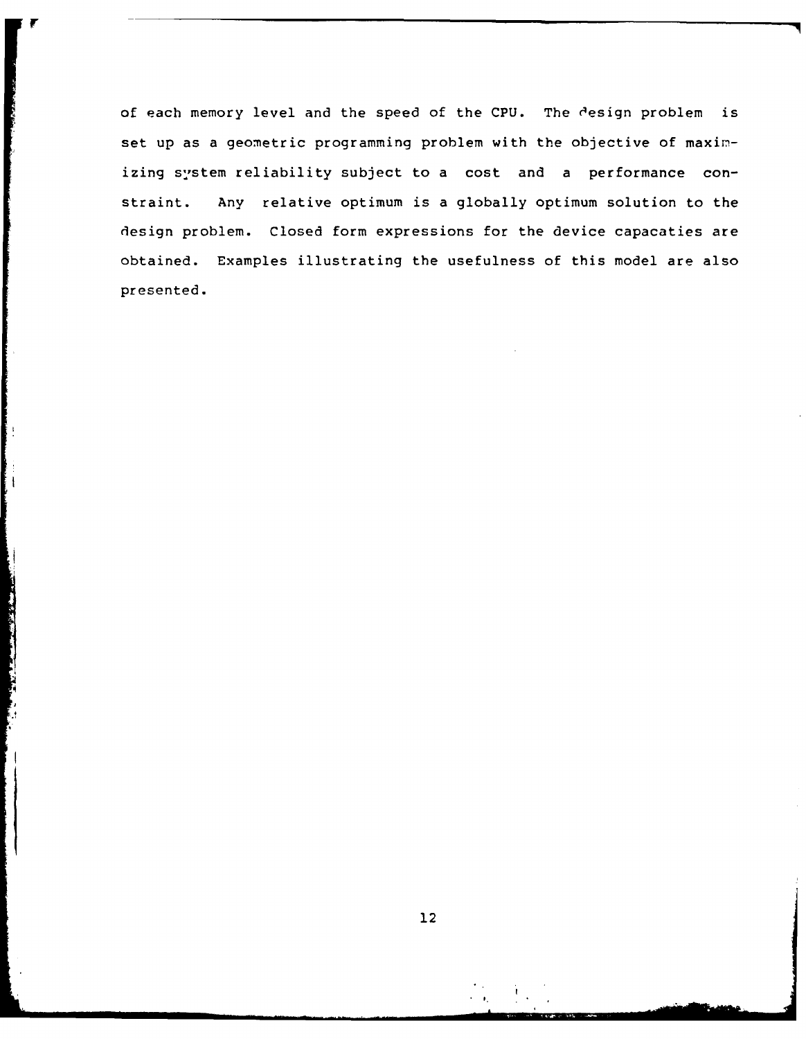of each memory level and the speed of the CPU. The design problem is set up as a geometric programming problem with the objective of maximizing system reliability subject to a cost and a performance constraint. Any relative optimum is a globally optimum solution to the design problem. Closed form expressions for the device capacaties are obtained. Examples illustrating the usefulness of this model are also presented.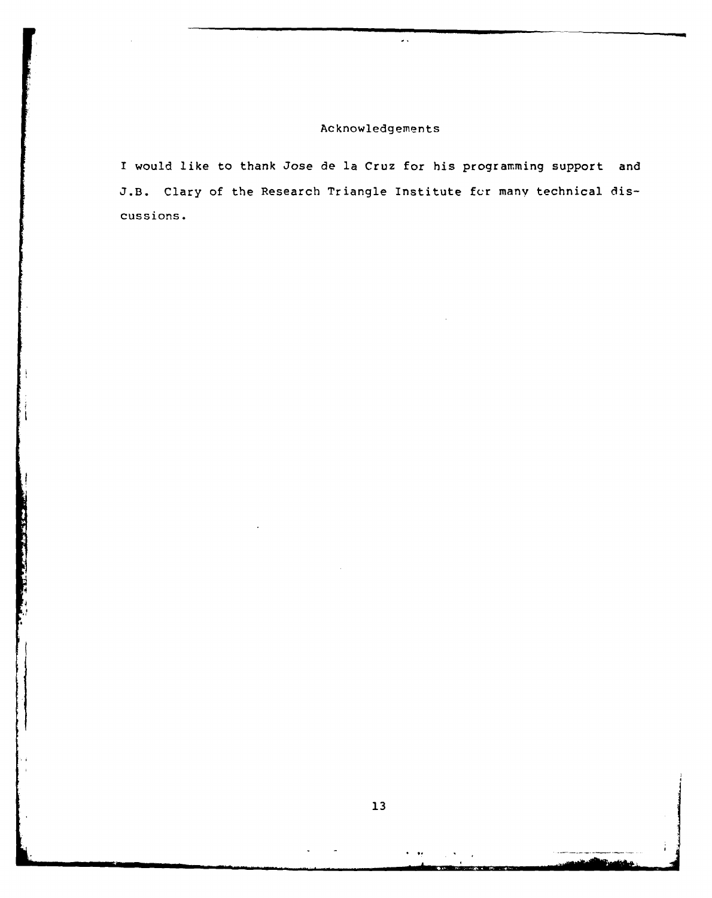# Acknowledgements

I would like to thank Jose de la Cruz for his programming support and J.B. Clary of the Research Triangle Institute for many technical discussions.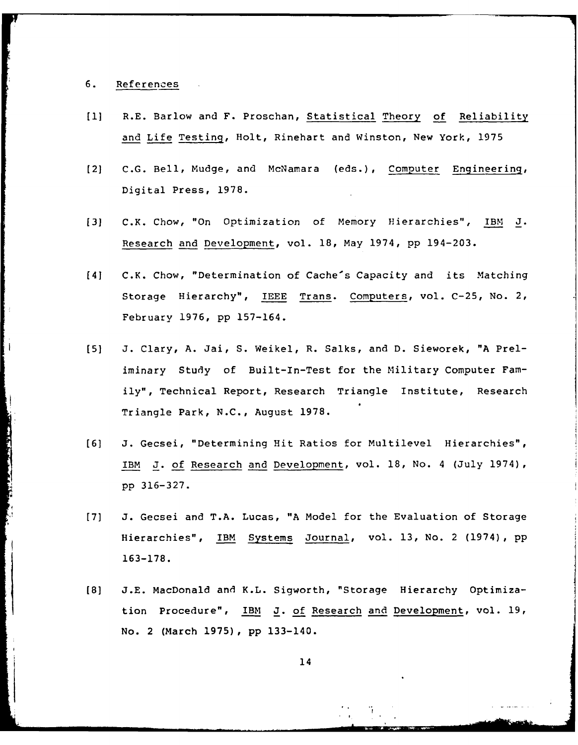## 6. References

[1] R.E. Barlow and F. Proschan, Statistical Theory of Reliability and Life Testing, Holt, Rinehart and Winston, New York, 1975

[2] C.G. Bell, Mudge, and McNamara (eds.), Computer Engineering, Digital Press, 1978.

[3] C.K. Chow, "On Optimization of Memory Hierarchies", IBM J. Research and Development, vol. 18, May 1974, pp 194-203.

[4] C.K. Chow, "Determination of Cache's Capacity and its Matching Storage Hierarchy", IEEE Trans. Computers, vol. C-25, No. 2, February 1976, pp 157-164.

[5] J. Clary, A. Jai, S. Weikel, R. Salks, and D. Sieworek, "A Preliminary Study of Built-In-Test for the Military Computer Family", Technical Report, Research Triangle Institute, Research Triangle Park, N.C., August 1978.

[6] J. Gecsei, "Determining Hit Ratios for Multilevel Hierarchies", IBM J. of Research and Development, vol. 18, No. 4 (July 1974), pp 316-327.

[7] J. Gecsei and T.A. Lucas, "A Model for the Evaluation of Storage Hierarchies", IBM Systems Journal, vol. 13, No. 2 (1974), pp 163-178.

[8] J.E. MacDonald and K.L. Sigworth, "Storage Hierarchy Optimization Procedure", IBM J. of Research and Development, vol. 19, No. 2 (March 1975), pp 133-140.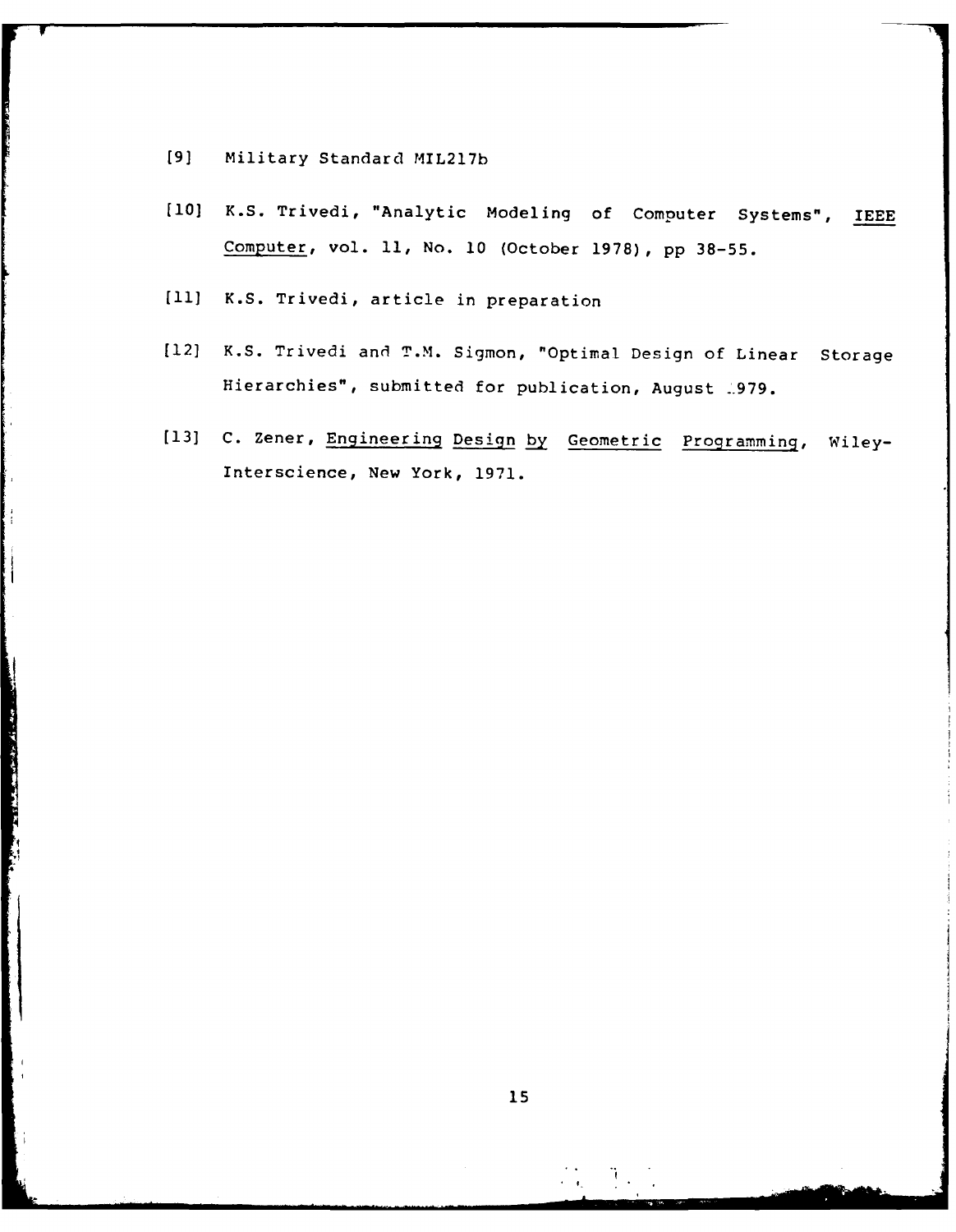[9] Military Standard MIL217b

[10] K.S. Trivedi, "Analytic Modeling of Computer Systems", IEEE Computer, vol. 11, No. 10 (October 1978), pp 38-55.

[11] K.S. Trivedi, article in preparation

[12] K.S. Trivedi and T.M. Sigmon, "Optimal Design of Linear Storage Hierarchies", submitted for publication, August 1979.

[13] C. Zener, Engineering Design by Geometric Programming, Wiley-Interscience, New York, 1971.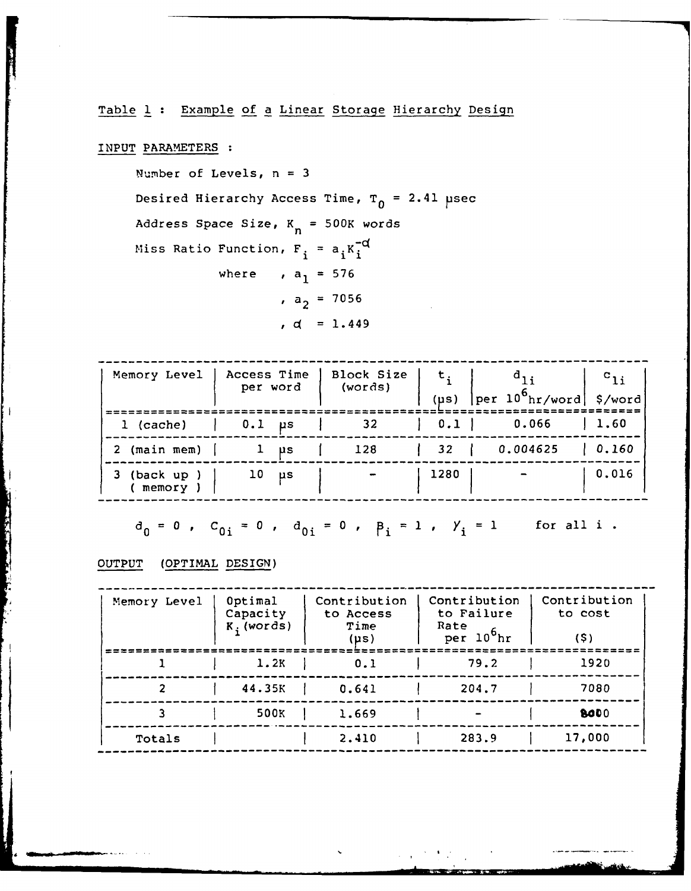Table 1 : Example of a Linear Storage Hierarchy Design

INPUT PARAMETERS :

Number of Levels, $n = 3$

Desired Hierarchy Access Time, $T_0 = 2.41$ μsec

Address Space Size, $K_n = 500$K words

Miss Ratio Function, $F_i = a_i K_i^{-\alpha}$

where , $a_1 = 576$

, $a_2 = 7056$

, $\alpha = 1.449$

| Memory Level | Access Time per word | Block Size (words) | $t_i$ (μs) | $d_{1i}$ per $10^6$hr/word | $c_{1i}$ \$/word |
|---|---|---|---|---|---|
| 1 (cache) | 0.1 μs | 32 | 0.1 | 0.066 | 1.60 |
| 2 (main mem) | 1 μs | 128 | 32 | 0.004625 | 0.160 |
| 3 (back up ) ( memory ) | 10 μs | - | 1280 | - | 0.016 |

$d_0 = 0$ , $C_{0i} = 0$ , $d_{0i} = 0$ , $\beta_i = 1$ , $\gamma_i = 1$ for all i .

OUTPUT (OPTIMAL DESIGN)

| Memory Level | Optimal Capacity $K_i$ (words) | Contribution to Access Time (μs) | Contribution to Failure Rate per $10^6$hr | Contribution to cost (\$) |
|---|---|---|---|---|
| 1 | 1.2K | 0.1 | 79.2 | 1920 |
| 2 | 44.35K | 0.641 | 204.7 | 7080 |
| 3 | 500K | 1.669 | - | 8000 |
| Totals | | 2.410 | 283.9 | 17,000 |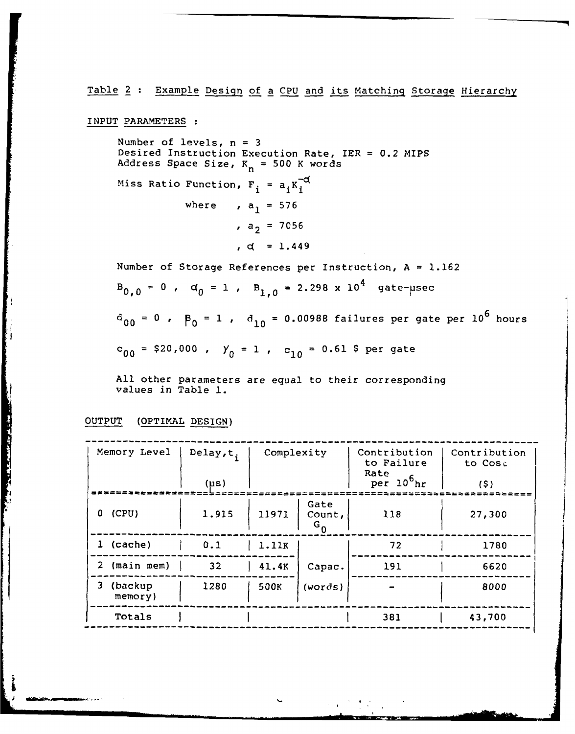Table 2 : Example Design of a CPU and its Matching Storage Hierarchy

INPUT PARAMETERS :

Number of levels, $n = 3$
Desired Instruction Execution Rate, IER = 0.2 MIPS
Address Space Size, $K_n$ = 500 K words

Miss Ratio Function, $F_i = a_i K_i^{-\alpha}$

where , $a_1 = 576$

, $a_2 = 7056$

, $\alpha = 1.449$

Number of Storage References per Instruction, $A = 1.162$

$B_{0,0} = 0$ , $\alpha_0 = 1$ , $B_{1,0} = 2.298 \times 10^4$ gate-μsec

$d_{00} = 0$ , $\beta_0 = 1$ , $d_{10} = 0.00988$ failures per gate per $10^6$ hours

$c_{00} = \$20{,}000$ , $\gamma_0 = 1$ , $c_{10} = 0.61$ $ per gate

All other parameters are equal to their corresponding values in Table 1.

OUTPUT (OPTIMAL DESIGN)

| Memory Level | Delay, $t_i$ (μs) | Complexity | | Contribution to Failure Rate per $10^6$ hr | Contribution to Cost ($) |
|---|---|---|---|---|---|
| 0 (CPU) | 1.915 | 11971 | Gate Count, $G_0$ | 118 | 27,300 |
| 1 (cache) | 0.1 | 1.11K | Capac. (words) | 72 | 1780 |
| 2 (main mem) | 32 | 41.4K | | 191 | 6620 |
| 3 (backup memory) | 1280 | 500K | | - | 8000 |
| Totals | | | | 381 | 43,700 |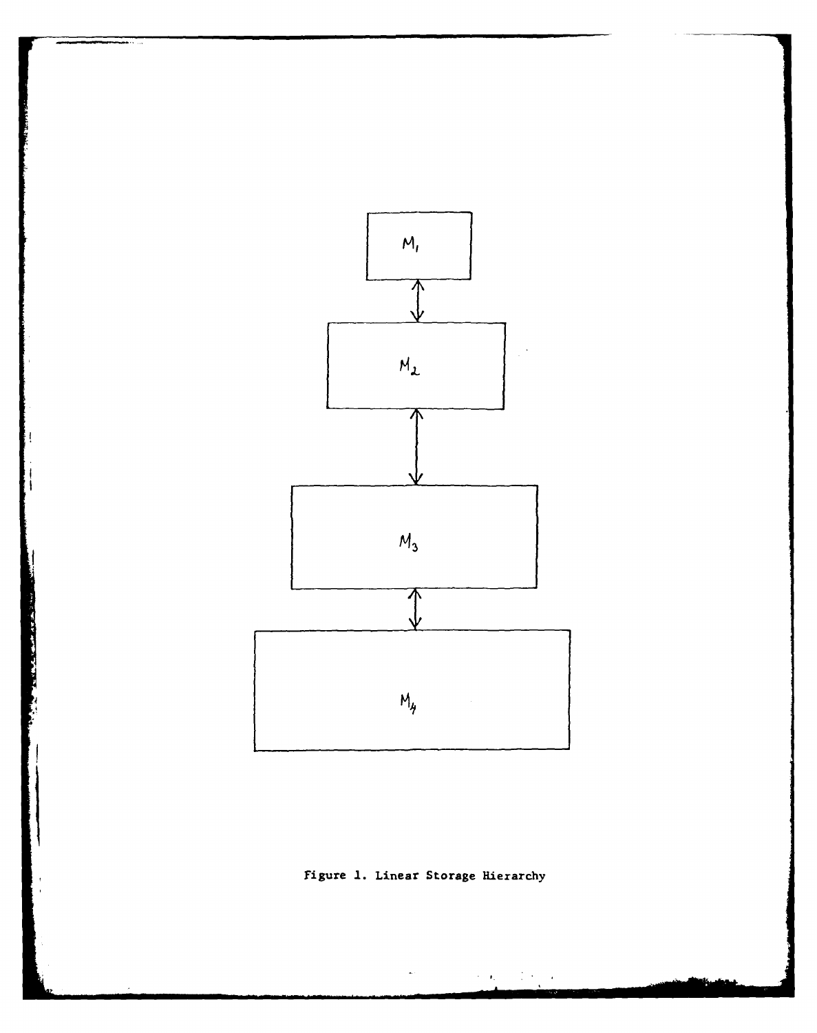$M_1$

$M_2$

$M_3$

$M_4$

Figure 1. Linear Storage Hierarchy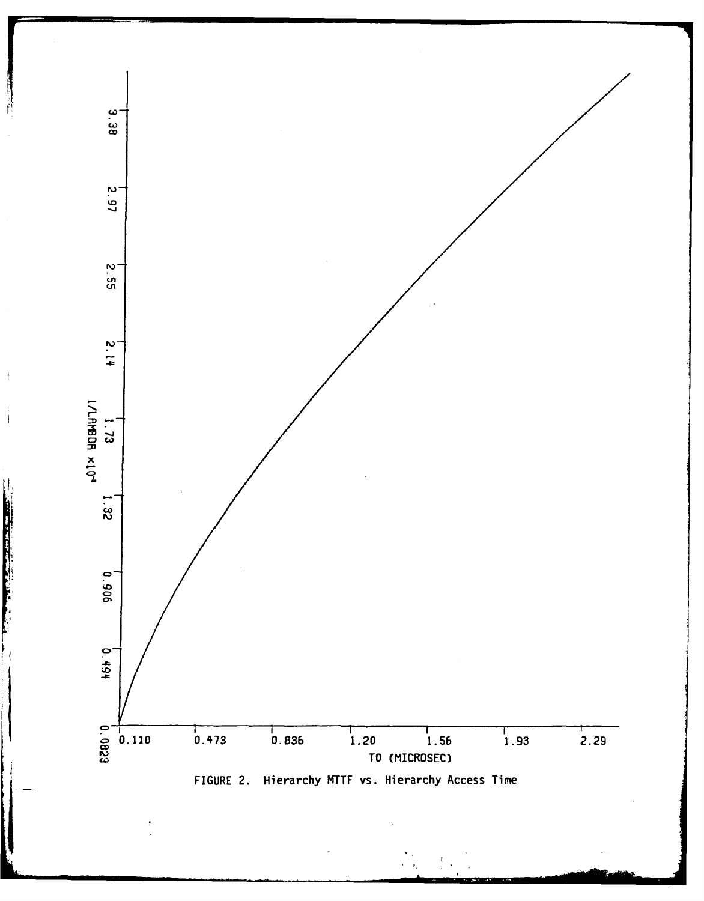FIGURE 2. Hierarchy MTTF vs. Hierarchy Access Time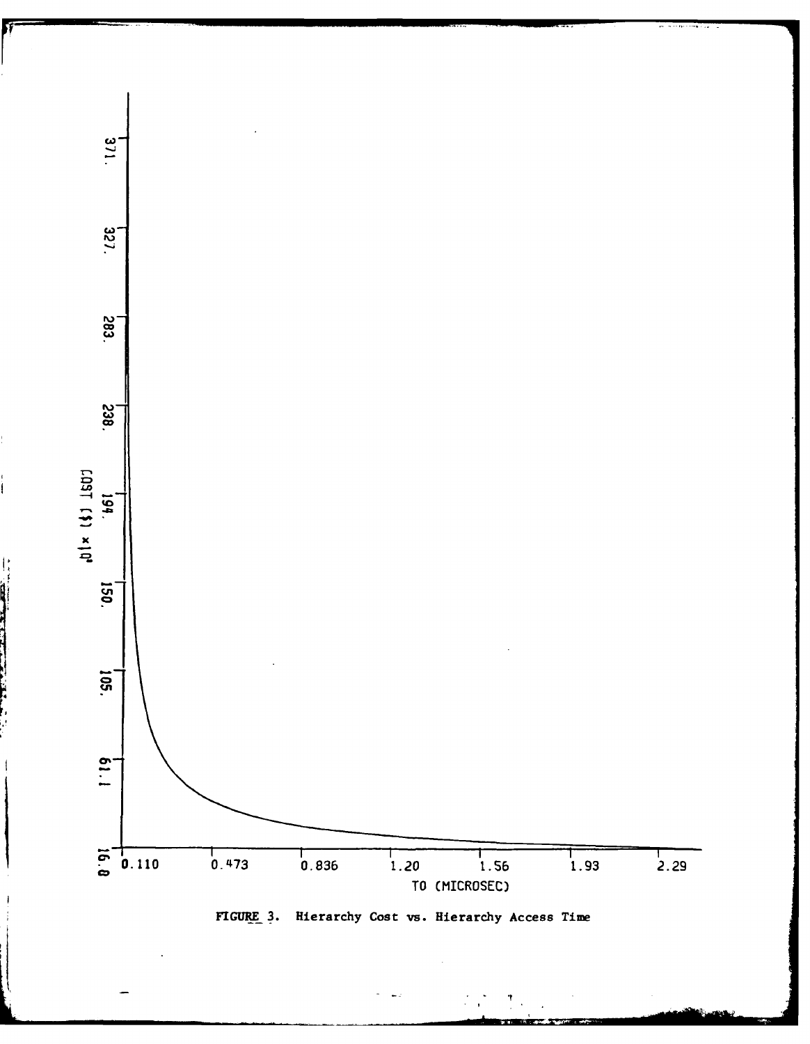FIGURE 3. Hierarchy Cost vs. Hierarchy Access Time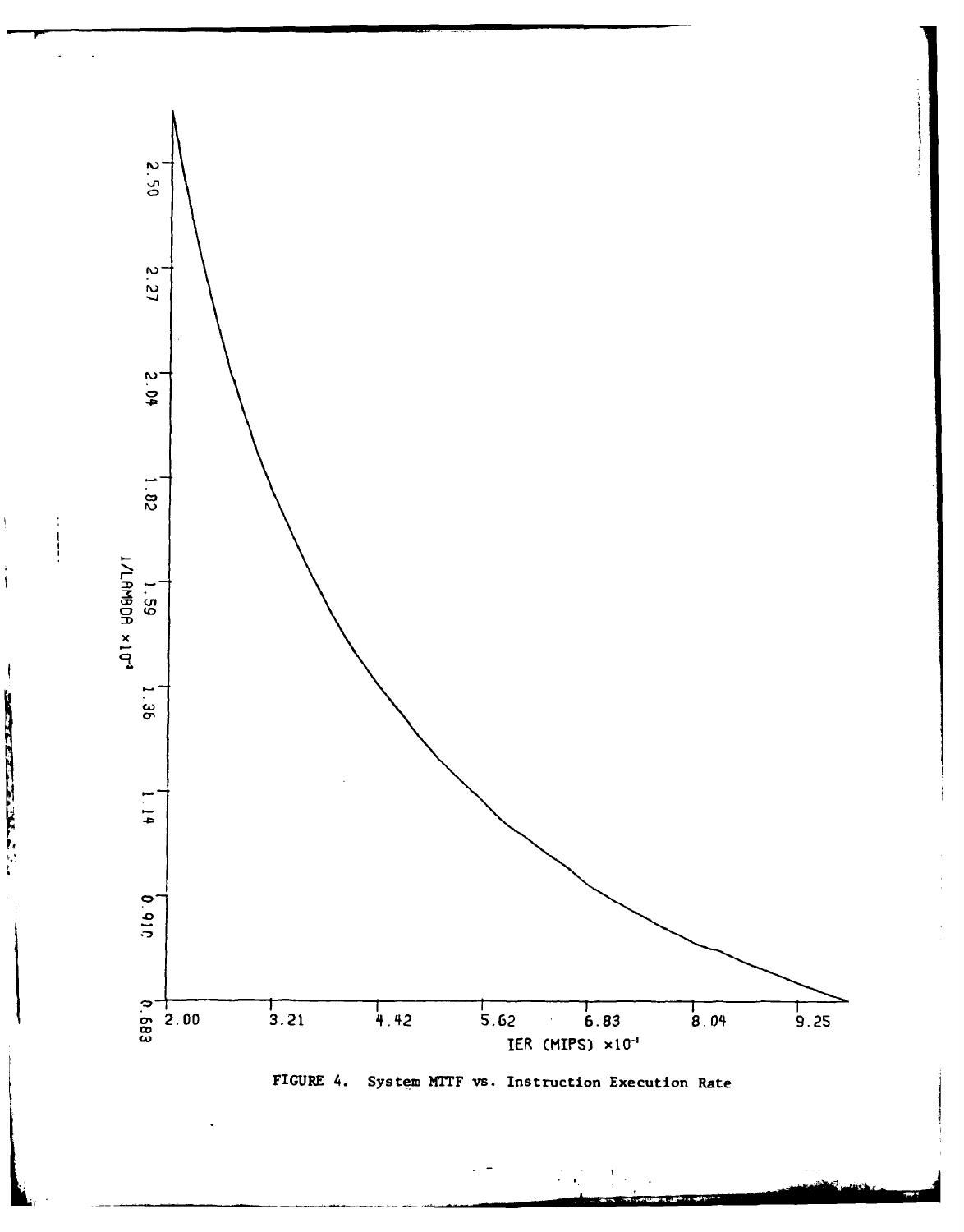FIGURE 4. System MTTF vs. Instruction Execution Rate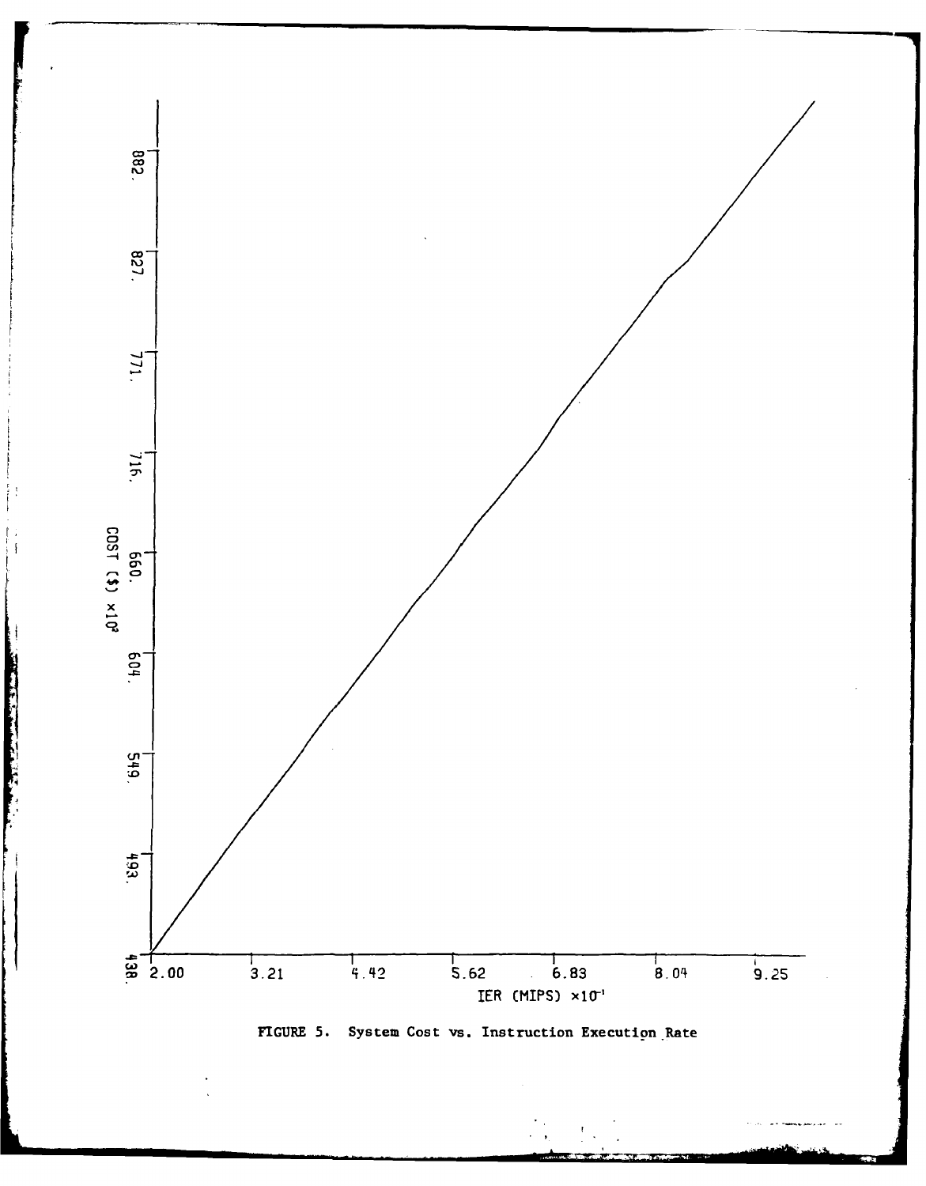882.

827.

771.

716.

660.

604.

549.

493.

438.

COST ($) $\times 10^2$

2.00

3.21

4.42

5.62

6.83

8.04

9.25

IER (MIPS) $\times 10^{-1}$

FIGURE 5. System Cost vs. Instruction Execution Rate